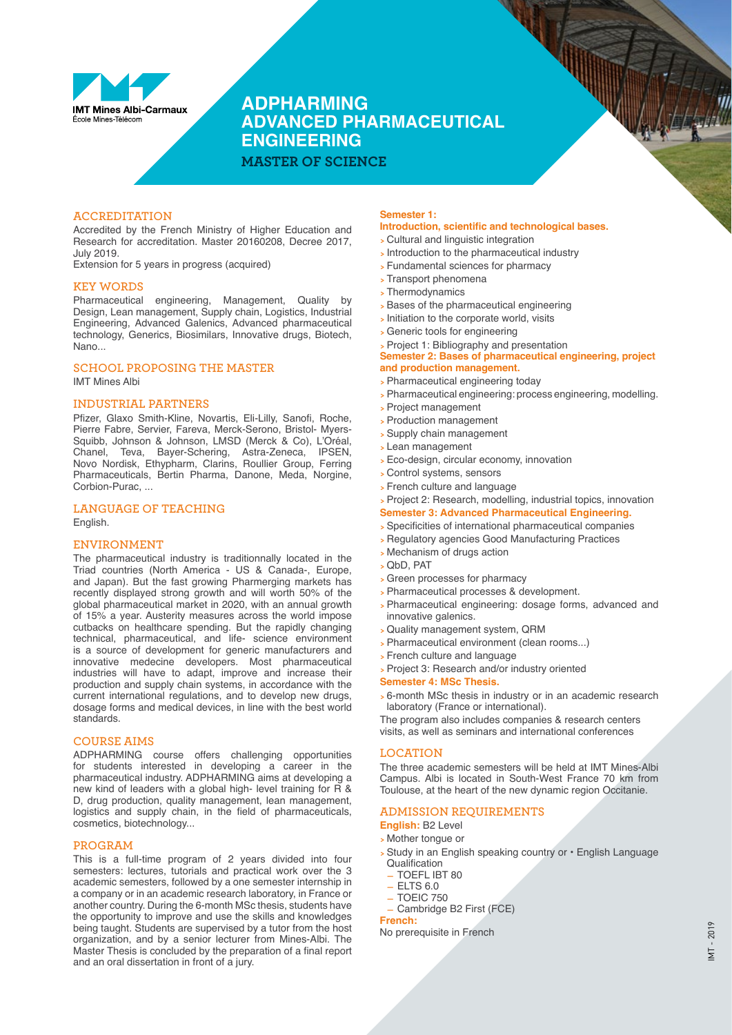IMT Mines Albi-Carmaux
École Mines-Télécom

# ADPHARMING ADVANCED PHARMACEUTICAL ENGINEERING

## MASTER OF SCIENCE

### ACCREDITATION

Accredited by the French Ministry of Higher Education and Research for accreditation. Master 20160208, Decree 2017, July 2019.
Extension for 5 years in progress (acquired)

### KEY WORDS

Pharmaceutical engineering, Management, Quality by Design, Lean management, Supply chain, Logistics, Industrial Engineering, Advanced Galenics, Advanced pharmaceutical technology, Generics, Biosimilars, Innovative drugs, Biotech, Nano...

### SCHOOL PROPOSING THE MASTER

IMT Mines Albi

### INDUSTRIAL PARTNERS

Pfizer, Glaxo Smith-Kline, Novartis, Eli-Lilly, Sanofi, Roche, Pierre Fabre, Servier, Fareva, Merck-Serono, Bristol- Myers-Squibb, Johnson & Johnson, LMSD (Merck & Co), L'Oréal, Chanel, Teva, Bayer-Schering, Astra-Zeneca, IPSEN, Novo Nordisk, Ethypharm, Clarins, Roullier Group, Ferring Pharmaceuticals, Bertin Pharma, Danone, Meda, Norgine, Corbion-Purac, ...

### LANGUAGE OF TEACHING

English.

### ENVIRONMENT

The pharmaceutical industry is traditionnally located in the Triad countries (North America - US & Canada-, Europe, and Japan). But the fast growing Pharmerging markets has recently displayed strong growth and will worth 50% of the global pharmaceutical market in 2020, with an annual growth of 15% a year. Austerity measures across the world impose cutbacks on healthcare spending. But the rapidly changing technical, pharmaceutical, and life- science environment is a source of development for generic manufacturers and innovative medecine developers. Most pharmaceutical industries will have to adapt, improve and increase their production and supply chain systems, in accordance with the current international regulations, and to develop new drugs, dosage forms and medical devices, in line with the best world standards.

### COURSE AIMS

ADPHARMING course offers challenging opportunities for students interested in developing a career in the pharmaceutical industry. ADPHARMING aims at developing a new kind of leaders with a global high- level training for R & D, drug production, quality management, lean management, logistics and supply chain, in the field of pharmaceuticals, cosmetics, biotechnology...

### PROGRAM

This is a full-time program of 2 years divided into four semesters: lectures, tutorials and practical work over the 3 academic semesters, followed by a one semester internship in a company or in an academic research laboratory, in France or another country. During the 6-month MSc thesis, students have the opportunity to improve and use the skills and knowledges being taught. Students are supervised by a tutor from the host organization, and by a senior lecturer from Mines-Albi. The Master Thesis is concluded by the preparation of a final report and an oral dissertation in front of a jury.

**Semester 1:**
**Introduction, scientific and technological bases.**

- Cultural and linguistic integration
- Introduction to the pharmaceutical industry
- Fundamental sciences for pharmacy
- Transport phenomena
- Thermodynamics
- Bases of the pharmaceutical engineering
- Initiation to the corporate world, visits
- Generic tools for engineering
- Project 1: Bibliography and presentation

**Semester 2: Bases of pharmaceutical engineering, project and production management.**

- Pharmaceutical engineering today
- Pharmaceutical engineering: process engineering, modelling.
- Project management
- Production management
- Supply chain management
- Lean management
- Eco-design, circular economy, innovation
- Control systems, sensors
- French culture and language
- Project 2: Research, modelling, industrial topics, innovation

**Semester 3: Advanced Pharmaceutical Engineering.**

- Specificities of international pharmaceutical companies
- Regulatory agencies Good Manufacturing Practices
- Mechanism of drugs action
- QbD, PAT
- Green processes for pharmacy
- Pharmaceutical processes & development.
- Pharmaceutical engineering: dosage forms, advanced and innovative galenics.
- Quality management system, QRM
- Pharmaceutical environment (clean rooms...)
- French culture and language
- Project 3: Research and/or industry oriented

**Semester 4: MSc Thesis.**

- 6-month MSc thesis in industry or in an academic research laboratory (France or international).

The program also includes companies & research centers visits, as well as seminars and international conferences

### LOCATION

The three academic semesters will be held at IMT Mines-Albi Campus. Albi is located in South-West France 70 km from Toulouse, at the heart of the new dynamic region Occitanie.

### ADMISSION REQUIREMENTS

**English:** B2 Level

- Mother tongue or
- Study in an English speaking country or • English Language Qualification
  - TOEFL IBT 80
  - ELTS 6.0
  - TOEIC 750
  - Cambridge B2 First (FCE)

**French:**
No prerequisite in French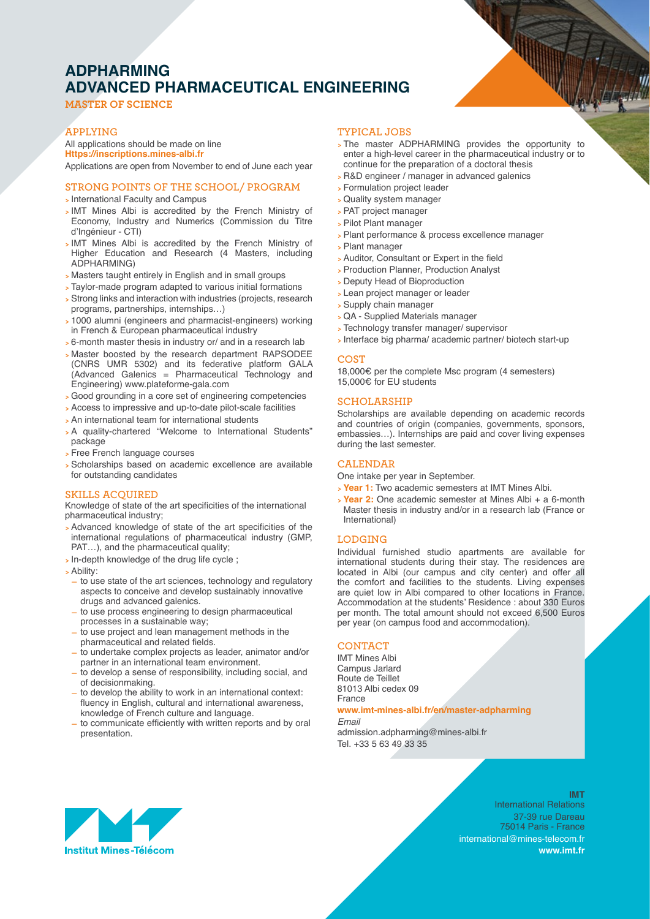# ADPHARMING
# ADVANCED PHARMACEUTICAL ENGINEERING

## MASTER OF SCIENCE

### APPLYING

All applications should be made on line
**Https://inscriptions.mines-albi.fr**

Applications are open from November to end of June each year

### STRONG POINTS OF THE SCHOOL/ PROGRAM

- International Faculty and Campus
- IMT Mines Albi is accredited by the French Ministry of Economy, Industry and Numerics (Commission du Titre d'Ingénieur - CTI)
- IMT Mines Albi is accredited by the French Ministry of Higher Education and Research (4 Masters, including ADPHARMING)
- Masters taught entirely in English and in small groups
- Taylor-made program adapted to various initial formations
- Strong links and interaction with industries (projects, research programs, partnerships, internships…)
- 1000 alumni (engineers and pharmacist-engineers) working in French & European pharmaceutical industry
- 6-month master thesis in industry or/ and in a research lab
- Master boosted by the research department RAPSODEE (CNRS UMR 5302) and its federative platform GALA (Advanced Galenics = Pharmaceutical Technology and Engineering) www.plateforme-gala.com
- Good grounding in a core set of engineering competencies
- Access to impressive and up-to-date pilot-scale facilities
- An international team for international students
- A quality-chartered "Welcome to International Students" package
- Free French language courses
- Scholarships based on academic excellence are available for outstanding candidates

### SKILLS ACQUIRED

Knowledge of state of the art specificities of the international pharmaceutical industry;

- Advanced knowledge of state of the art specificities of the international regulations of pharmaceutical industry (GMP, PAT…), and the pharmaceutical quality;
- In-depth knowledge of the drug life cycle ;
- Ability:
  - to use state of the art sciences, technology and regulatory aspects to conceive and develop sustainably innovative drugs and advanced galenics.
  - to use process engineering to design pharmaceutical processes in a sustainable way;
  - to use project and lean management methods in the pharmaceutical and related fields.
  - to undertake complex projects as leader, animator and/or partner in an international team environment.
  - to develop a sense of responsibility, including social, and of decisionmaking.
  - to develop the ability to work in an international context: fluency in English, cultural and international awareness, knowledge of French culture and language.
  - to communicate efficiently with written reports and by oral presentation.

### TYPICAL JOBS

- The master ADPHARMING provides the opportunity to enter a high-level career in the pharmaceutical industry or to continue for the preparation of a doctoral thesis
- R&D engineer / manager in advanced galenics
- Formulation project leader
- Quality system manager
- PAT project manager
- Pilot Plant manager
- Plant performance & process excellence manager
- Plant manager
- Auditor, Consultant or Expert in the field
- Production Planner, Production Analyst
- Deputy Head of Bioproduction
- Lean project manager or leader
- Supply chain manager
- QA - Supplied Materials manager
- Technology transfer manager/ supervisor
- Interface big pharma/ academic partner/ biotech start-up

### COST

18,000€ per the complete Msc program (4 semesters)
15,000€ for EU students

### SCHOLARSHIP

Scholarships are available depending on academic records and countries of origin (companies, governments, sponsors, embassies…). Internships are paid and cover living expenses during the last semester.

### CALENDAR

One intake per year in September.

- **Year 1:** Two academic semesters at IMT Mines Albi.
- **Year 2:** One academic semester at Mines Albi + a 6-month Master thesis in industry and/or in a research lab (France or International)

### LODGING

Individual furnished studio apartments are available for international students during their stay. The residences are located in Albi (our campus and city center) and offer all the comfort and facilities to the students. Living expenses are quiet low in Albi compared to other locations in France. Accommodation at the students' Residence : about 330 Euros per month. The total amount should not exceed 6,500 Euros per year (on campus food and accommodation).

### CONTACT

IMT Mines Albi
Campus Jarlard
Route de Teillet
81013 Albi cedex 09
France

**www.imt-mines-albi.fr/en/master-adpharming**

*Email*
admission.adpharming@mines-albi.fr
Tel. +33 5 63 49 33 35

Institut Mines-Télécom

**IMT**
International Relations
37-39 rue Dareau
75014 Paris - France
international@mines-telecom.fr
**www.imt.fr**